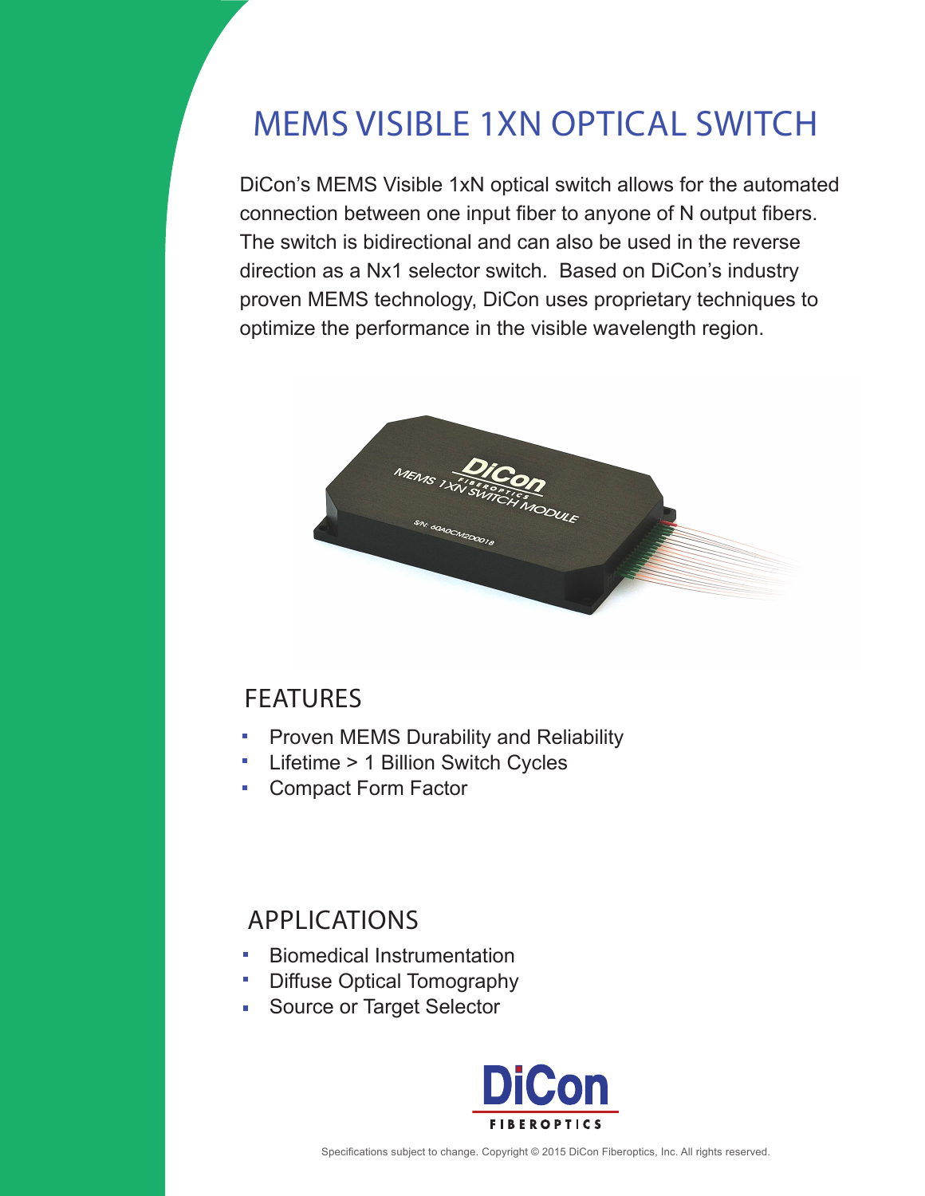# MEMS VISIBLE 1XN OPTICAL SWITCH

DiCon's MEMS Visible 1xN optical switch allows for the automated connection between one input fiber to anyone of N output fibers. The switch is bidirectional and can also be used in the reverse direction as a Nx1 selector switch. Based on DiCon's industry proven MEMS technology, DiCon uses proprietary techniques to optimize the performance in the visible wavelength region.

## FEATURES

- Proven MEMS Durability and Reliability
- Lifetime > 1 Billion Switch Cycles
- Compact Form Factor

## APPLICATIONS

- Biomedical Instrumentation
- Diffuse Optical Tomography
- Source or Target Selector

DiCon FIBEROPTICS

Specifications subject to change. Copyright © 2015 DiCon Fiberoptics, Inc. All rights reserved.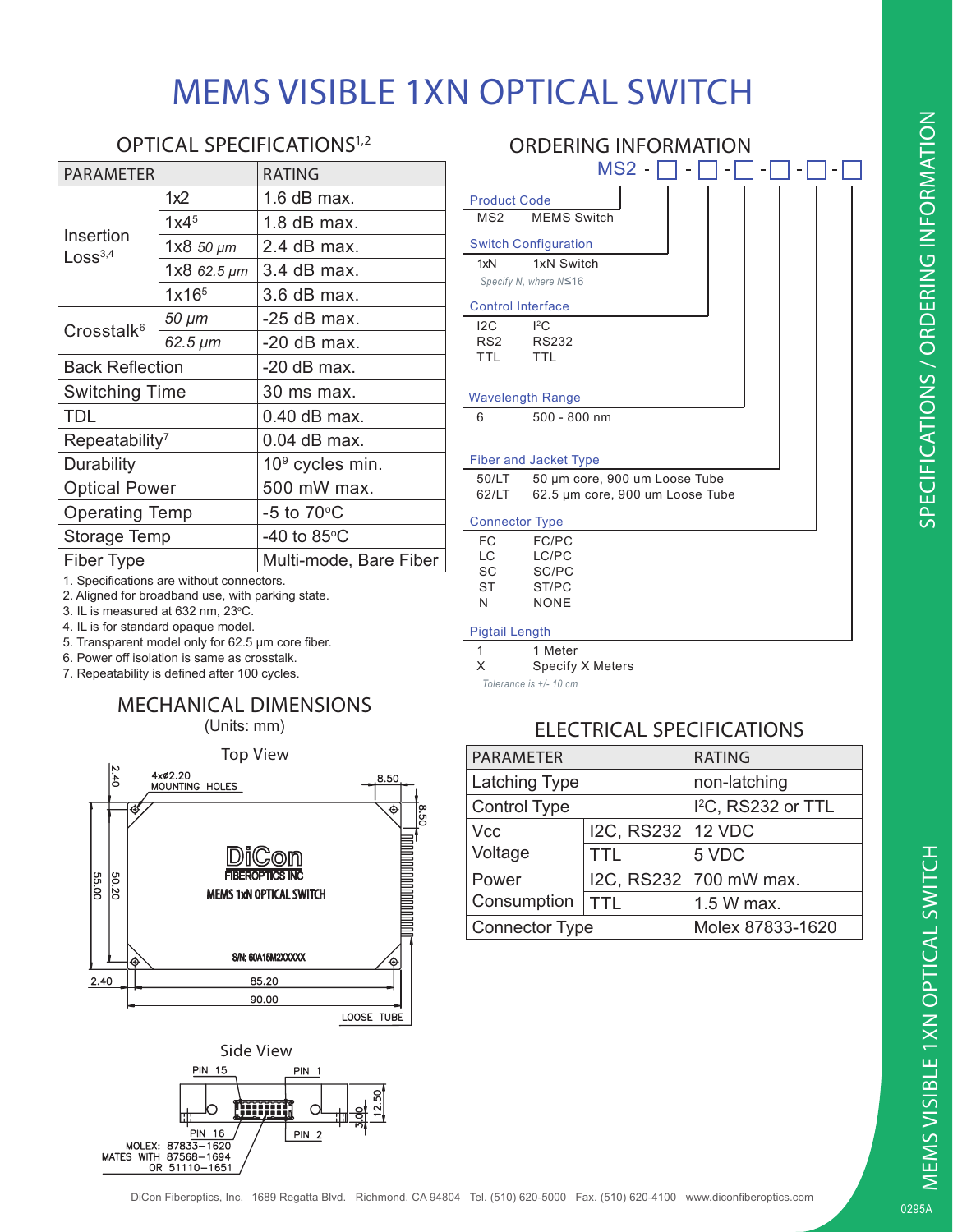# MEMS VISIBLE 1XN OPTICAL SWITCH

## OPTICAL SPECIFICATIONS[1,2]

| PARAMETER | | RATING |
|---|---|---|
| Insertion Loss[3,4] | 1x2 | 1.6 dB max. |
| | 1x4[5] | 1.8 dB max. |
| | 1x8 *50 μm* | 2.4 dB max. |
| | 1x8 *62.5 μm* | 3.4 dB max. |
| | 1x16[5] | 3.6 dB max. |
| Crosstalk[6] | *50 μm* | -25 dB max. |
| | *62.5 μm* | -20 dB max. |
| Back Reflection | | -20 dB max. |
| Switching Time | | 30 ms max. |
| TDL | | 0.40 dB max. |
| Repeatability[7] | | 0.04 dB max. |
| Durability | | $10^9$ cycles min. |
| Optical Power | | 500 mW max. |
| Operating Temp | | -5 to 70°C |
| Storage Temp | | -40 to 85°C |
| Fiber Type | | Multi-mode, Bare Fiber |

1. Specifications are without connectors.
2. Aligned for broadband use, with parking state.
3. IL is measured at 632 nm, 23°C.
4. IL is for standard opaque model.
5. Transparent model only for 62.5 μm core fiber.
6. Power off isolation is same as crosstalk.
7. Repeatability is defined after 100 cycles.

## ORDERING INFORMATION

MS2 - □ - □ - □ - □ - □ - □

**Product Code**

| | |
|---|---|
| MS2 | MEMS Switch |

**Switch Configuration**

| | |
|---|---|
| 1xN | 1xN Switch |

*Specify N, where N≤16*

**Control Interface**

| | |
|---|---|
| I2C | I²C |
| RS2 | RS232 |
| TTL | TTL |

**Wavelength Range**

| | |
|---|---|
| 6 | 500 - 800 nm |

**Fiber and Jacket Type**

| | |
|---|---|
| 50/LT | 50 µm core, 900 um Loose Tube |
| 62/LT | 62.5 µm core, 900 um Loose Tube |

**Connector Type**

| | |
|---|---|
| FC | FC/PC |
| LC | LC/PC |
| SC | SC/PC |
| ST | ST/PC |
| N | NONE |

**Pigtail Length**

| | |
|---|---|
| 1 | 1 Meter |
| X | Specify X Meters |

*Tolerance is +/- 10 cm*

## MECHANICAL DIMENSIONS

(Units: mm)

Top View

2.40
4xø2.20
MOUNTING HOLES
8.50
8.50
55.00
50.20
DiCon FIBEROPTICS INC
MEMS 1xN OPTICAL SWITCH
S/N: 60A15M2XXXXX
2.40
85.20
90.00
LOOSE TUBE

Side View

PIN 15
PIN 1
PIN 16
PIN 2
3.00
12.50
MOLEX: 87833–1620
MATES WITH 87568–1694
OR 51110–1651

## ELECTRICAL SPECIFICATIONS

| PARAMETER | | RATING |
|---|---|---|
| Latching Type | | non-latching |
| Control Type | | I²C, RS232 or TTL |
| Vcc Voltage | I2C, RS232 | 12 VDC |
| | TTL | 5 VDC |
| Power Consumption | I2C, RS232 | 700 mW max. |
| | TTL | 1.5 W max. |
| Connector Type | | Molex 87833-1620 |

DiCon Fiberoptics, Inc. 1689 Regatta Blvd. Richmond, CA 94804 Tel. (510) 620-5000 Fax. (510) 620-4100 www.diconfiberoptics.com

0295A